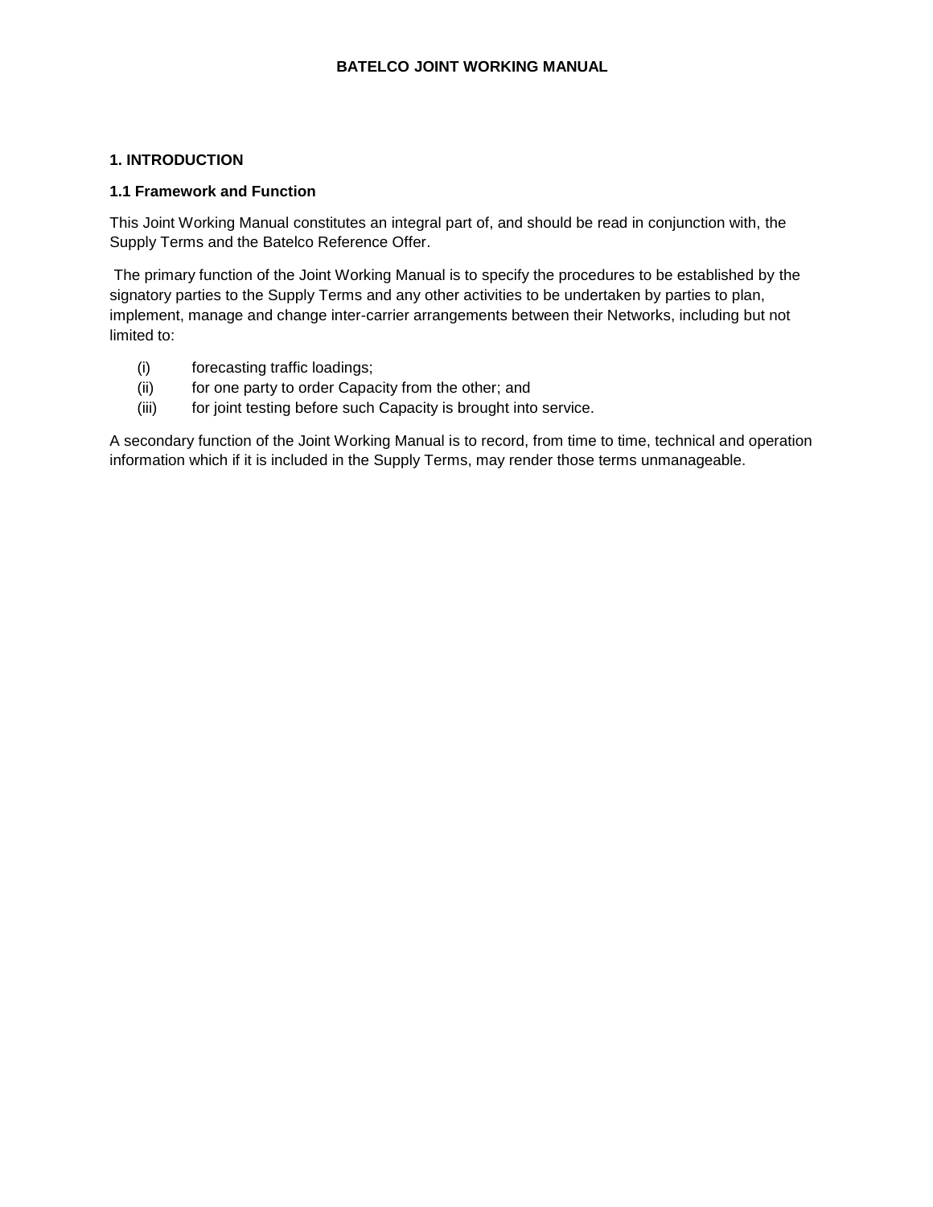# BATELCO JOINT WORKING MANUAL

## 1. INTRODUCTION

### 1.1 Framework and Function

This Joint Working Manual constitutes an integral part of, and should be read in conjunction with, the Supply Terms and the Batelco Reference Offer.

The primary function of the Joint Working Manual is to specify the procedures to be established by the signatory parties to the Supply Terms and any other activities to be undertaken by parties to plan, implement, manage and change inter-carrier arrangements between their Networks, including but not limited to:

(i) forecasting traffic loadings;
(ii) for one party to order Capacity from the other; and
(iii) for joint testing before such Capacity is brought into service.

A secondary function of the Joint Working Manual is to record, from time to time, technical and operation information which if it is included in the Supply Terms, may render those terms unmanageable.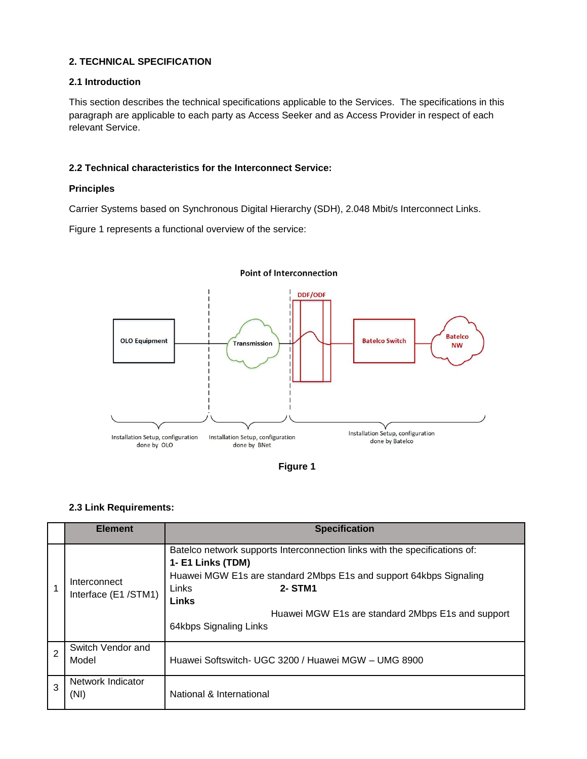## 2. TECHNICAL SPECIFICATION

### 2.1 Introduction

This section describes the technical specifications applicable to the Services. The specifications in this paragraph are applicable to each party as Access Seeker and as Access Provider in respect of each relevant Service.

### 2.2 Technical characteristics for the Interconnect Service:

**Principles**

Carrier Systems based on Synchronous Digital Hierarchy (SDH), 2.048 Mbit/s Interconnect Links.

Figure 1 represents a functional overview of the service:

Point of Interconnection

DDF/ODF

OLO Equipment

Transmission

Batelco Switch

Batelco NW

Installation Setup, configuration done by OLO

Installation Setup, configuration done by BNet

Installation Setup, configuration done by Batelco

**Figure 1**

### 2.3 Link Requirements:

| | Element | Specification |
|---|---|---|
| 1 | Interconnect Interface (E1 /STM1) | Batelco network supports Interconnection links with the specifications of:<br>**1- E1 Links (TDM)**<br>Huawei MGW E1s are standard 2Mbps E1s and support 64kbps Signaling Links<br>**2- STM1 Links**<br>Huawei MGW E1s are standard 2Mbps E1s and support 64kbps Signaling Links |
| 2 | Switch Vendor and Model | Huawei Softswitch- UGC 3200 / Huawei MGW – UMG 8900 |
| 3 | Network Indicator (NI) | National & International |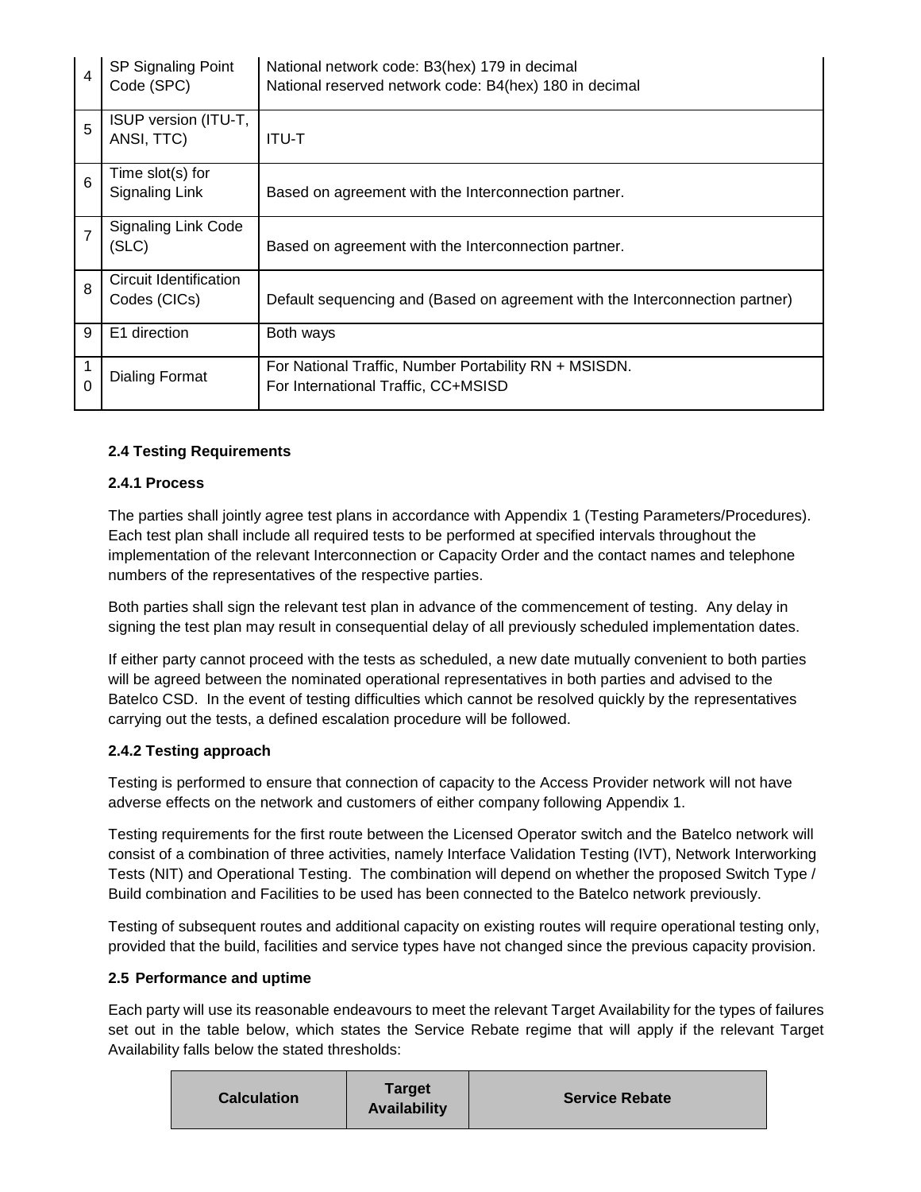| 4 | SP Signaling Point Code (SPC) | National network code: B3(hex) 179 in decimal<br>National reserved network code: B4(hex) 180 in decimal |
|---|---|---|
| 5 | ISUP version (ITU-T, ANSI, TTC) | ITU-T |
| 6 | Time slot(s) for Signaling Link | Based on agreement with the Interconnection partner. |
| 7 | Signaling Link Code (SLC) | Based on agreement with the Interconnection partner. |
| 8 | Circuit Identification Codes (CICs) | Default sequencing and (Based on agreement with the Interconnection partner) |
| 9 | E1 direction | Both ways |
| 10 | Dialing Format | For National Traffic, Number Portability RN + MSISDN.<br>For International Traffic, CC+MSISD |

### 2.4 Testing Requirements

#### 2.4.1 Process

The parties shall jointly agree test plans in accordance with Appendix 1 (Testing Parameters/Procedures). Each test plan shall include all required tests to be performed at specified intervals throughout the implementation of the relevant Interconnection or Capacity Order and the contact names and telephone numbers of the representatives of the respective parties.

Both parties shall sign the relevant test plan in advance of the commencement of testing. Any delay in signing the test plan may result in consequential delay of all previously scheduled implementation dates.

If either party cannot proceed with the tests as scheduled, a new date mutually convenient to both parties will be agreed between the nominated operational representatives in both parties and advised to the Batelco CSD. In the event of testing difficulties which cannot be resolved quickly by the representatives carrying out the tests, a defined escalation procedure will be followed.

#### 2.4.2 Testing approach

Testing is performed to ensure that connection of capacity to the Access Provider network will not have adverse effects on the network and customers of either company following Appendix 1.

Testing requirements for the first route between the Licensed Operator switch and the Batelco network will consist of a combination of three activities, namely Interface Validation Testing (IVT), Network Interworking Tests (NIT) and Operational Testing. The combination will depend on whether the proposed Switch Type / Build combination and Facilities to be used has been connected to the Batelco network previously.

Testing of subsequent routes and additional capacity on existing routes will require operational testing only, provided that the build, facilities and service types have not changed since the previous capacity provision.

### 2.5 Performance and uptime

Each party will use its reasonable endeavours to meet the relevant Target Availability for the types of failures set out in the table below, which states the Service Rebate regime that will apply if the relevant Target Availability falls below the stated thresholds:

| Calculation | Target Availability | Service Rebate |
|---|---|---|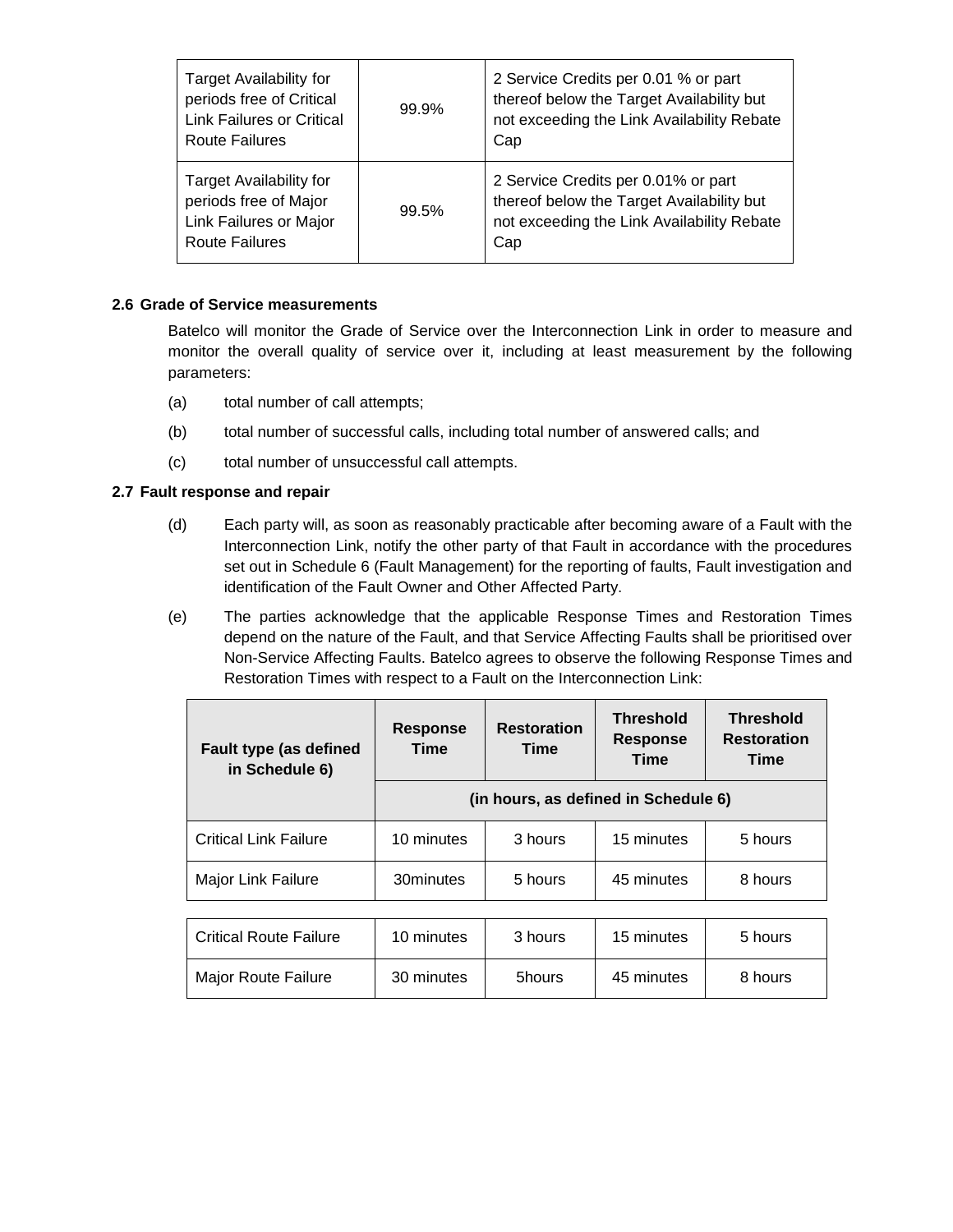| Target Availability for periods free of Critical Link Failures or Critical Route Failures | 99.9% | 2 Service Credits per 0.01 % or part thereof below the Target Availability but not exceeding the Link Availability Rebate Cap |
|---|---|---|
| Target Availability for periods free of Major Link Failures or Major Route Failures | 99.5% | 2 Service Credits per 0.01% or part thereof below the Target Availability but not exceeding the Link Availability Rebate Cap |

**2.6 Grade of Service measurements**

Batelco will monitor the Grade of Service over the Interconnection Link in order to measure and monitor the overall quality of service over it, including at least measurement by the following parameters:

(a) total number of call attempts;

(b) total number of successful calls, including total number of answered calls; and

(c) total number of unsuccessful call attempts.

**2.7 Fault response and repair**

(d) Each party will, as soon as reasonably practicable after becoming aware of a Fault with the Interconnection Link, notify the other party of that Fault in accordance with the procedures set out in Schedule 6 (Fault Management) for the reporting of faults, Fault investigation and identification of the Fault Owner and Other Affected Party.

(e) The parties acknowledge that the applicable Response Times and Restoration Times depend on the nature of the Fault, and that Service Affecting Faults shall be prioritised over Non-Service Affecting Faults. Batelco agrees to observe the following Response Times and Restoration Times with respect to a Fault on the Interconnection Link:

| Fault type (as defined in Schedule 6) | Response Time | Restoration Time | Threshold Response Time | Threshold Restoration Time |
|---|---|---|---|---|
| | (in hours, as defined in Schedule 6) | | | |
| Critical Link Failure | 10 minutes | 3 hours | 15 minutes | 5 hours |
| Major Link Failure | 30minutes | 5 hours | 45 minutes | 8 hours |
| Critical Route Failure | 10 minutes | 3 hours | 15 minutes | 5 hours |
| Major Route Failure | 30 minutes | 5hours | 45 minutes | 8 hours |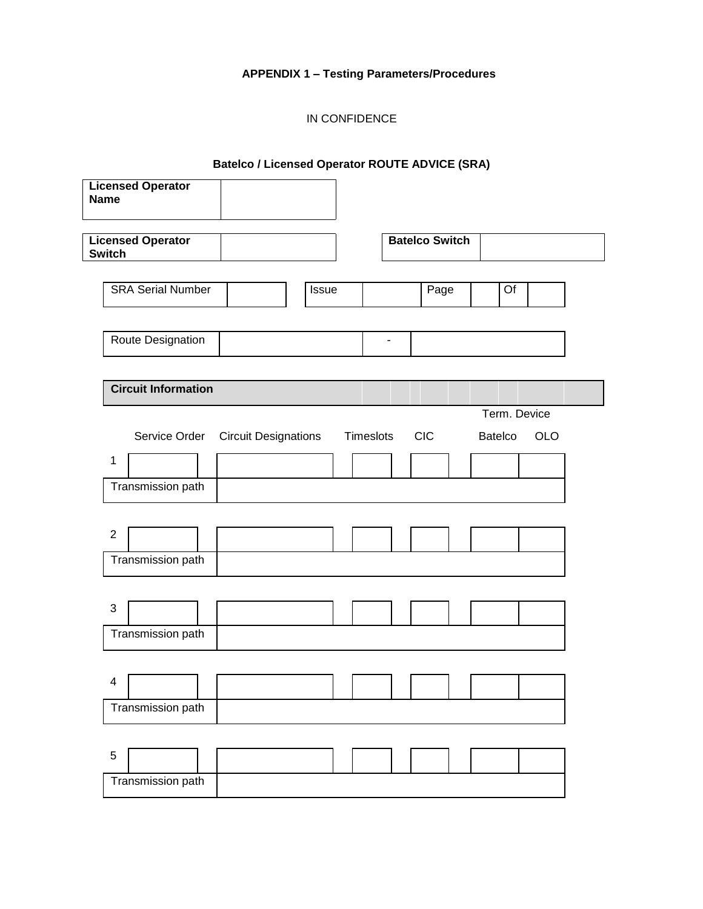**APPENDIX 1 – Testing Parameters/Procedures**

IN CONFIDENCE

**Batelco / Licensed Operator ROUTE ADVICE (SRA)**

| **Licensed Operator Name** | |
|---|---|

| **Licensed Operator Switch** | | **Batelco Switch** | |
|---|---|---|---|

| SRA Serial Number | | Issue | | Page | | Of | |
|---|---|---|---|---|---|---|---|

| Route Designation | | - | |
|---|---|---|---|

**Circuit Information**

| | Service Order | Circuit Designations | Timeslots | CIC | Term. Device Batelco | Term. Device OLO |
|---|---|---|---|---|---|---|
| 1 | | | | | | |
| Transmission path | | | | | | |
| 2 | | | | | | |
| Transmission path | | | | | | |
| 3 | | | | | | |
| Transmission path | | | | | | |
| 4 | | | | | | |
| Transmission path | | | | | | |
| 5 | | | | | | |
| Transmission path | | | | | | |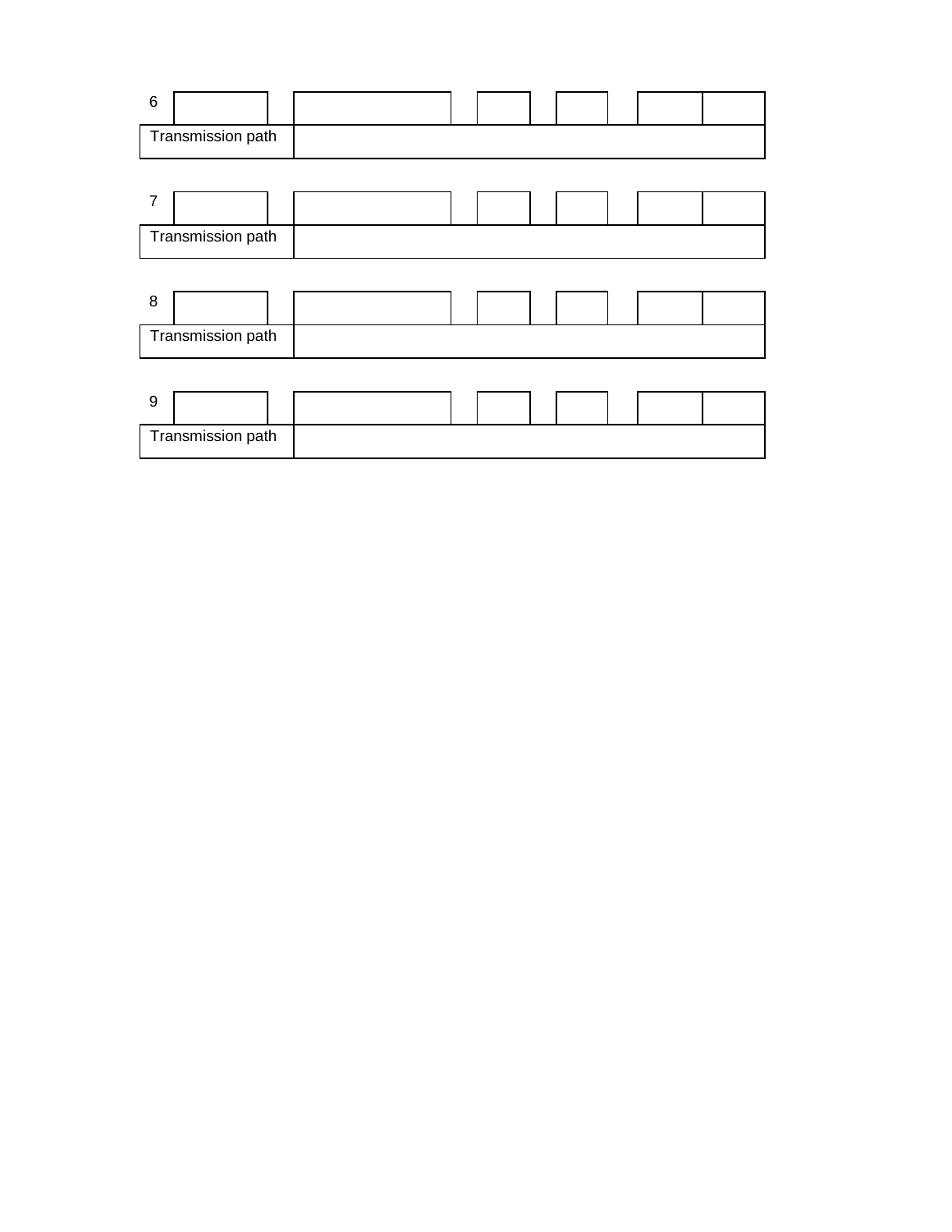| 6 | | | | | | | | | | |
|---|---|---|---|---|---|---|---|---|---|---|
| Transmission path | | | | | | | | | | |

| 7 | | | | | | | | | | |
|---|---|---|---|---|---|---|---|---|---|---|
| Transmission path | | | | | | | | | | |

| 8 | | | | | | | | | | |
|---|---|---|---|---|---|---|---|---|---|---|
| Transmission path | | | | | | | | | | |

| 9 | | | | | | | | | | |
|---|---|---|---|---|---|---|---|---|---|---|
| Transmission path | | | | | | | | | | |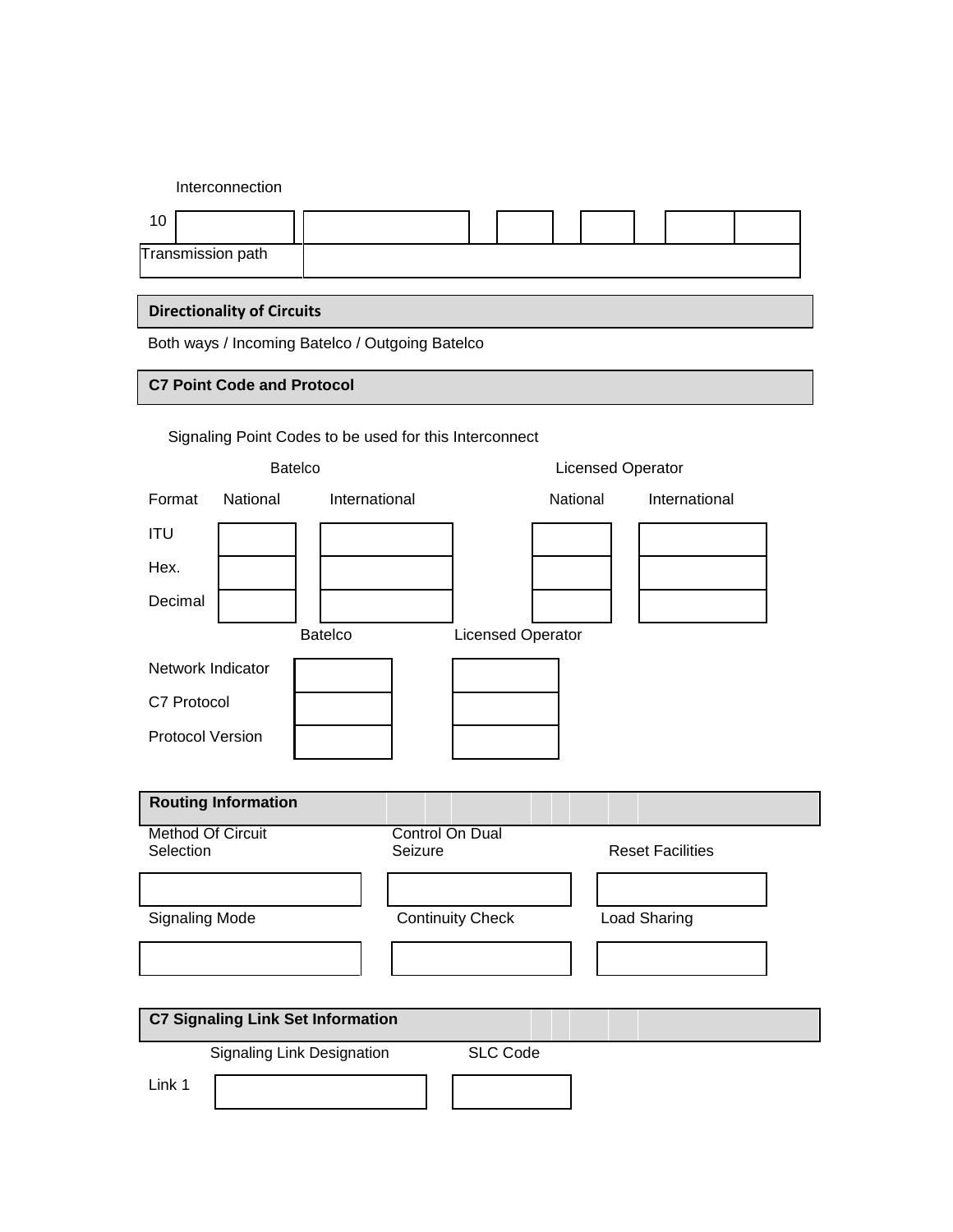Interconnection

| 10 | | | | | | |
|---|---|---|---|---|---|---|
| Transmission path | | | | | | |

## Directionality of Circuits

Both ways / Incoming Batelco / Outgoing Batelco

## C7 Point Code and Protocol

Signaling Point Codes to be used for this Interconnect

| | Batelco | | Licensed Operator | |
|---|---|---|---|---|
| Format | National | International | National | International |
| ITU | | | | |
| Hex. | | | | |
| Decimal | | | | |

| | Batelco | Licensed Operator |
|---|---|---|
| Network Indicator | | |
| C7 Protocol | | |
| Protocol Version | | |

## Routing Information

| Method Of Circuit Selection | Control On Dual Seizure | Reset Facilities |
|---|---|---|
| | | |
| **Signaling Mode** | **Continuity Check** | **Load Sharing** |
| | | |

## C7 Signaling Link Set Information

| | Signaling Link Designation | SLC Code |
|---|---|---|
| Link 1 | | |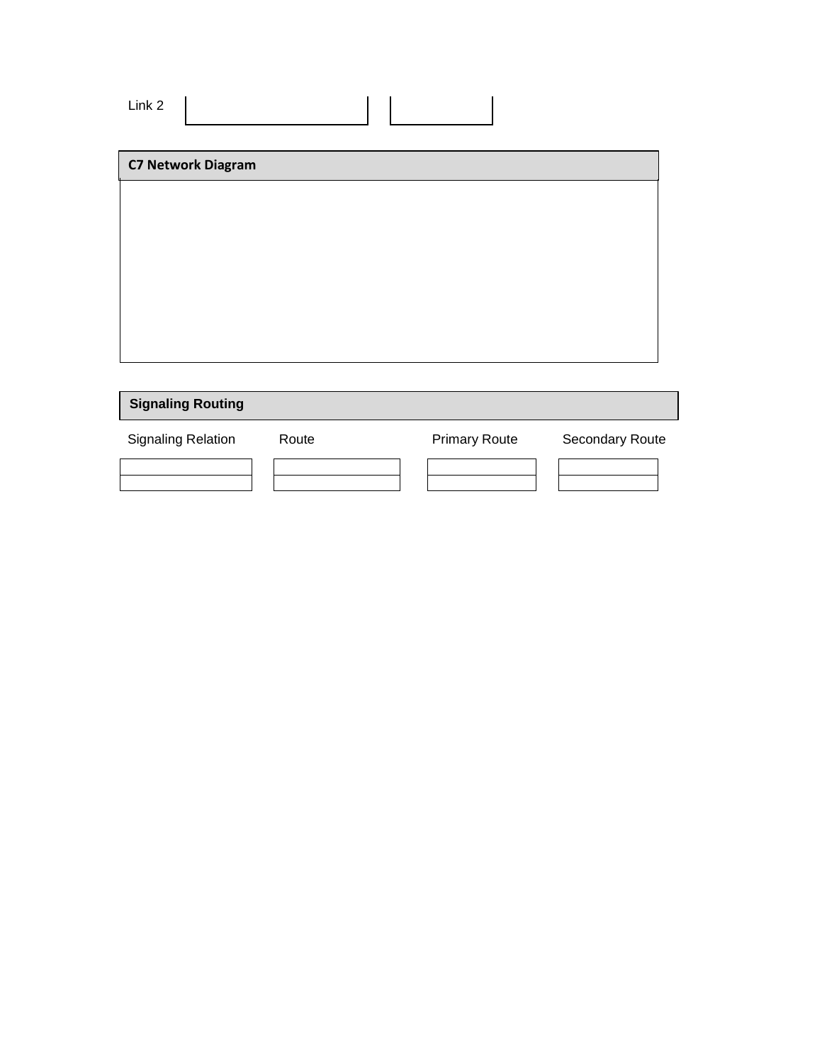| | | |
|---|---|---|
| Link 2 | | |

## C7 Network Diagram

## Signaling Routing

| Signaling Relation | Route | Primary Route | Secondary Route |
|---|---|---|---|
| | | | |
| | | | |